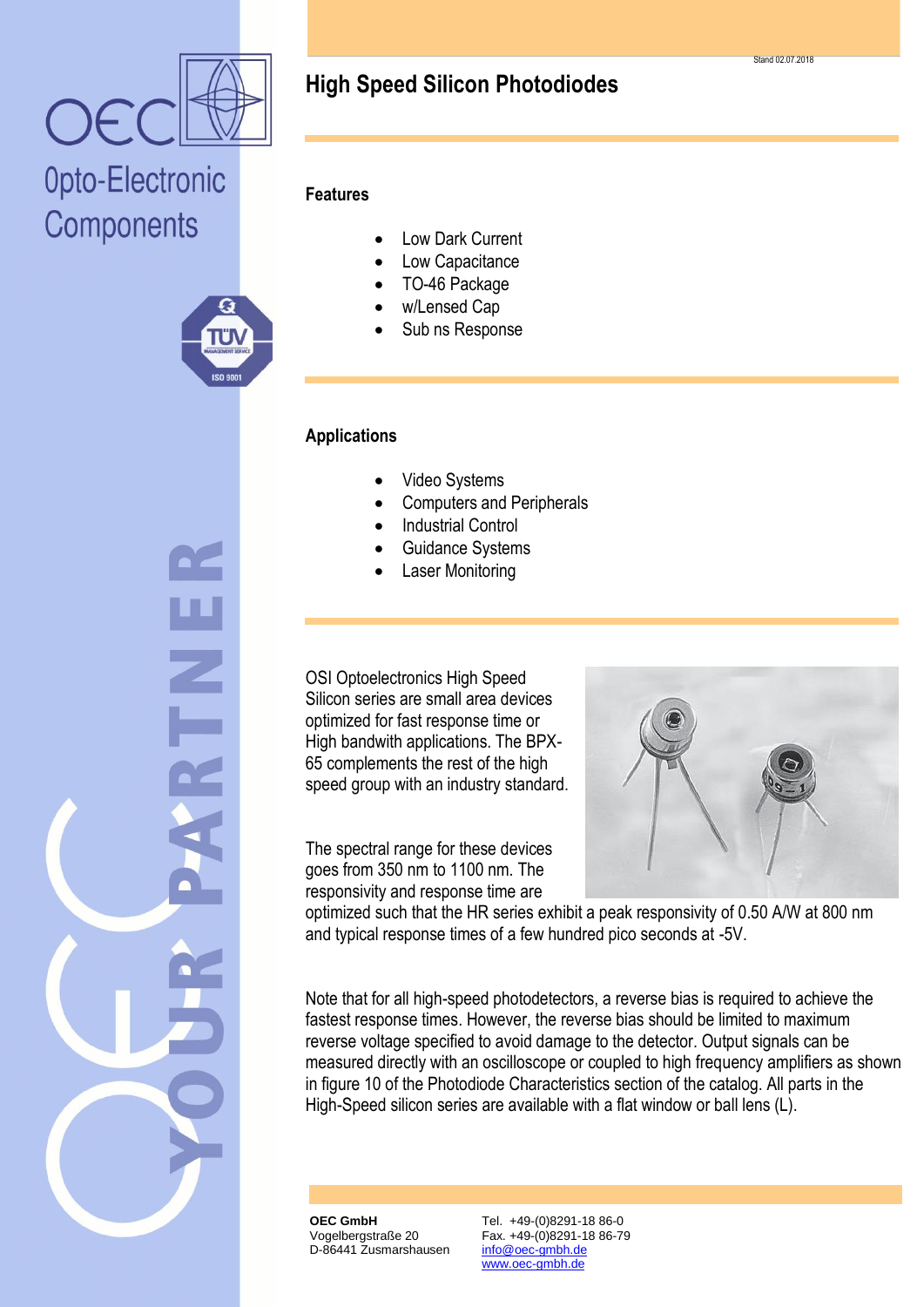OEC

Opto-Electronic Components

Stand 02.07.2018

# High Speed Silicon Photodiodes

## Features

- Low Dark Current
- Low Capacitance
- TO-46 Package
- w/Lensed Cap
- Sub ns Response

## Applications

- Video Systems
- Computers and Peripherals
- Industrial Control
- Guidance Systems
- Laser Monitoring

OSI Optoelectronics High Speed Silicon series are small area devices optimized for fast response time or High bandwith applications. The BPX-65 complements the rest of the high speed group with an industry standard.

The spectral range for these devices goes from 350 nm to 1100 nm. The responsivity and response time are optimized such that the HR series exhibit a peak responsivity of 0.50 A/W at 800 nm and typical response times of a few hundred pico seconds at -5V.

Note that for all high-speed photodetectors, a reverse bias is required to achieve the fastest response times. However, the reverse bias should be limited to maximum reverse voltage specified to avoid damage to the detector. Output signals can be measured directly with an oscilloscope or coupled to high frequency amplifiers as shown in figure 10 of the Photodiode Characteristics section of the catalog. All parts in the High-Speed silicon series are available with a flat window or ball lens (L).

**OEC GmbH**
Vogelbergstraße 20
D-86441 Zusmarshausen

Tel. +49-(0)8291-18 86-0
Fax. +49-(0)8291-18 86-79
info@oec-gmbh.de
www.oec-gmbh.de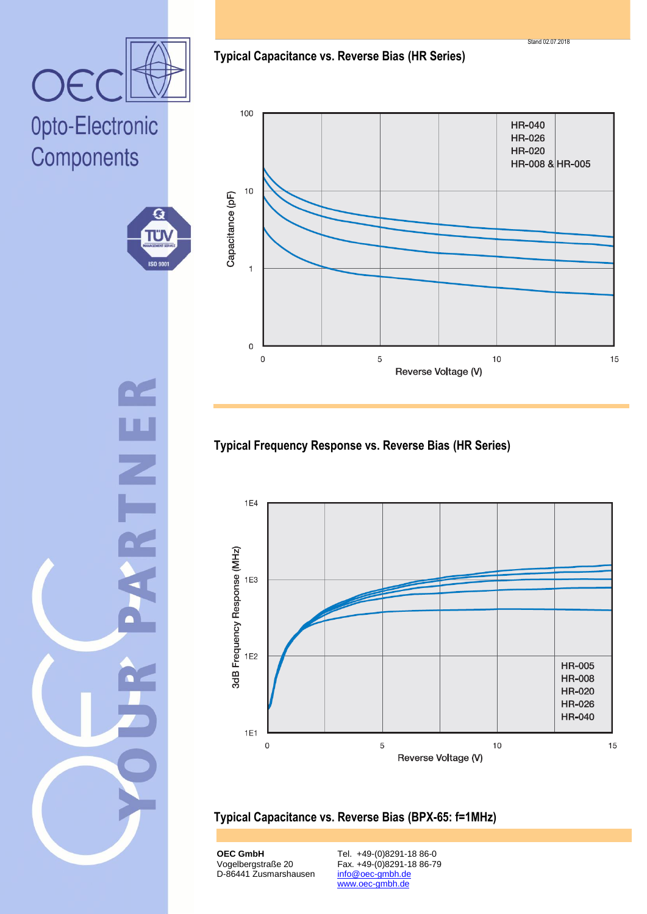## Typical Capacitance vs. Reverse Bias (HR Series)

Capacitance (pF)

100

10

1

0

0 5 10 15

Reverse Voltage (V)

HR-040
HR-026
HR-020
HR-008 & HR-005

## Typical Frequency Response vs. Reverse Bias (HR Series)

3dB Frequency Response (MHz)

1E4

1E3

1E2

1E1

0 5 10 15

Reverse Voltage (V)

HR-005
HR-008
HR-020
HR-026
HR-040

## Typical Capacitance vs. Reverse Bias (BPX-65: f=1MHz)

**OEC GmbH**
Vogelbergstraße 20
D-86441 Zusmarshausen

Tel. +49-(0)8291-18 86-0
Fax. +49-(0)8291-18 86-79
info@oec-gmbh.de
www.oec-gmbh.de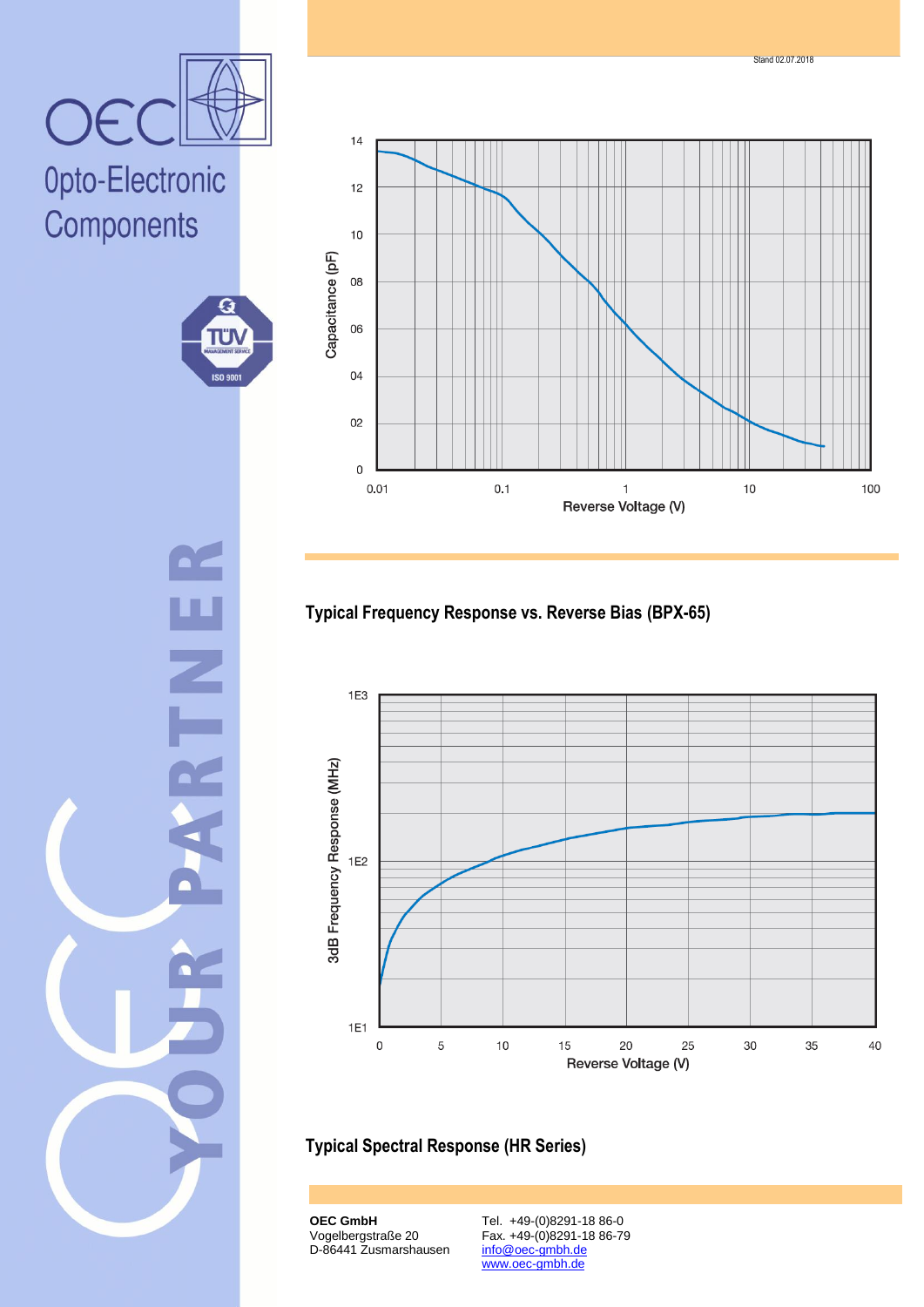## Typical Frequency Response vs. Reverse Bias (BPX-65)

## Typical Spectral Response (HR Series)

**OEC GmbH**
Vogelbergstraße 20
D-86441 Zusmarshausen

Tel. +49-(0)8291-18 86-0
Fax. +49-(0)8291-18 86-79
info@oec-gmbh.de
www.oec-gmbh.de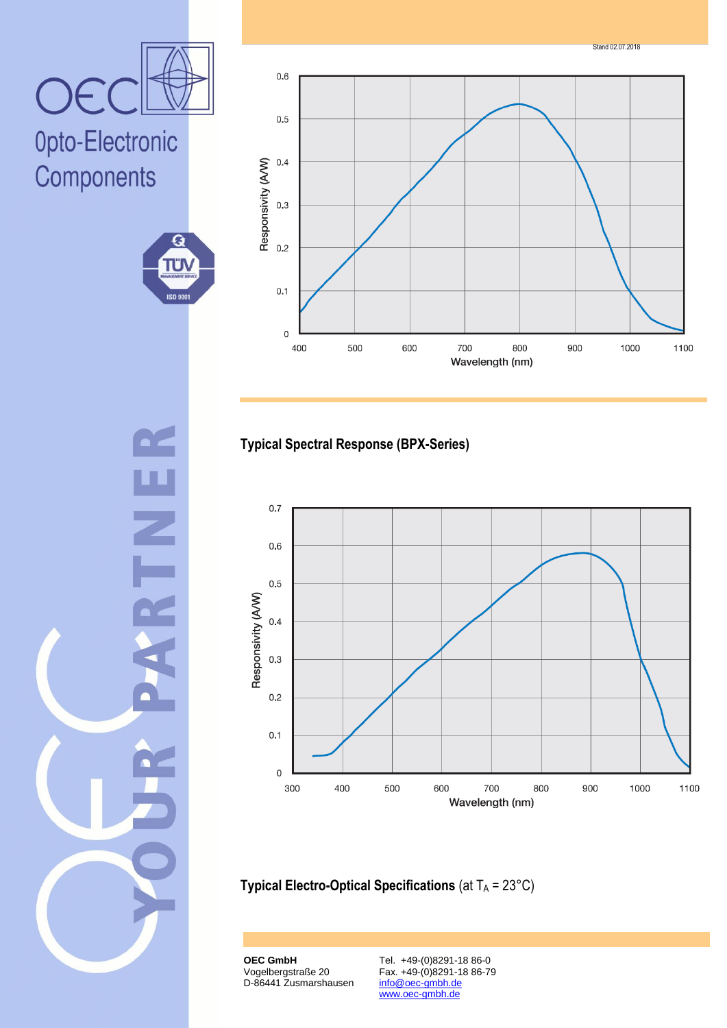Stand 02.07.2018

Responsivity (A/W)

0.6
0.5
0.4
0.3
0.2
0.1
0

400 500 600 700 800 900 1000 1100

Wavelength (nm)

## Typical Spectral Response (BPX-Series)

Responsivity (A/W)

0.7
0.6
0.5
0.4
0.3
0.2
0.1
0

300 400 500 600 700 800 900 1000 1100

Wavelength (nm)

## Typical Electro-Optical Specifications (at $T_A$ = 23°C)

**OEC GmbH**
Vogelbergstraße 20
D-86441 Zusmarshausen

Tel. +49-(0)8291-18 86-0
Fax. +49-(0)8291-18 86-79
info@oec-gmbh.de
www.oec-gmbh.de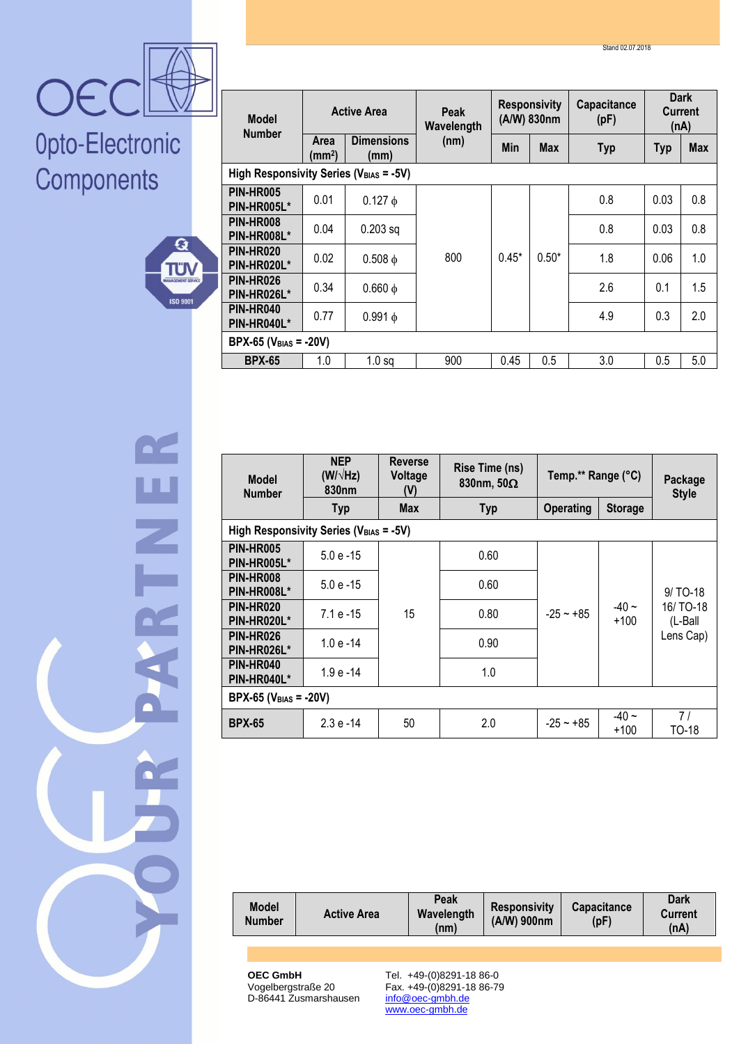# OEC

Opto-Electronic Components

| Model Number | Active Area | | Peak Wavelength (nm) | Responsivity (A/W) 830nm | | Capacitance (pF) | Dark Current (nA) | |
|---|---|---|---|---|---|---|---|---|
| | Area (mm²) | Dimensions (mm) | | Min | Max | Typ | Typ | Max |
| **High Responsivity Series ($V_{BIAS}$ = -5V)** | | | | | | | | |
| **PIN-HR005 PIN-HR005L*** | 0.01 | 0.127 ϕ | 800 | 0.45* | 0.50* | 0.8 | 0.03 | 0.8 |
| **PIN-HR008 PIN-HR008L*** | 0.04 | 0.203 sq | | | | 0.8 | 0.03 | 0.8 |
| **PIN-HR020 PIN-HR020L*** | 0.02 | 0.508 ϕ | | | | 1.8 | 0.06 | 1.0 |
| **PIN-HR026 PIN-HR026L*** | 0.34 | 0.660 ϕ | | | | 2.6 | 0.1 | 1.5 |
| **PIN-HR040 PIN-HR040L*** | 0.77 | 0.991 ϕ | | | | 4.9 | 0.3 | 2.0 |
| **BPX-65 ($V_{BIAS}$ = -20V)** | | | | | | | | |
| **BPX-65** | 1.0 | 1.0 sq | 900 | 0.45 | 0.5 | 3.0 | 0.5 | 5.0 |

| Model Number | NEP (W/√Hz) 830nm | Reverse Voltage (V) | Rise Time (ns) 830nm, 50Ω | Temp.** Range (°C) | | Package Style |
|---|---|---|---|---|---|---|
| | Typ | Max | Typ | Operating | Storage | |
| **High Responsivity Series ($V_{BIAS}$ = -5V)** | | | | | | |
| **PIN-HR005 PIN-HR005L*** | 5.0 e -15 | 15 | 0.60 | -25 ~ +85 | -40 ~ +100 | 9/ TO-18 16/ TO-18 (L-Ball Lens Cap) |
| **PIN-HR008 PIN-HR008L*** | 5.0 e -15 | | 0.60 | | | |
| **PIN-HR020 PIN-HR020L*** | 7.1 e -15 | | 0.80 | | | |
| **PIN-HR026 PIN-HR026L*** | 1.0 e -14 | | 0.90 | | | |
| **PIN-HR040 PIN-HR040L*** | 1.9 e -14 | | 1.0 | | | |
| **BPX-65 ($V_{BIAS}$ = -20V)** | | | | | | |
| **BPX-65** | 2.3 e -14 | 50 | 2.0 | -25 ~ +85 | -40 ~ +100 | 7 / TO-18 |

| Model Number | Active Area | Peak Wavelength (nm) | Responsivity (A/W) 900nm | Capacitance (pF) | Dark Current (nA) |
|---|---|---|---|---|---|

**OEC GmbH**
Vogelbergstraße 20
D-86441 Zusmarshausen

Tel. +49-(0)8291-18 86-0
Fax. +49-(0)8291-18 86-79
info@oec-gmbh.de
www.oec-gmbh.de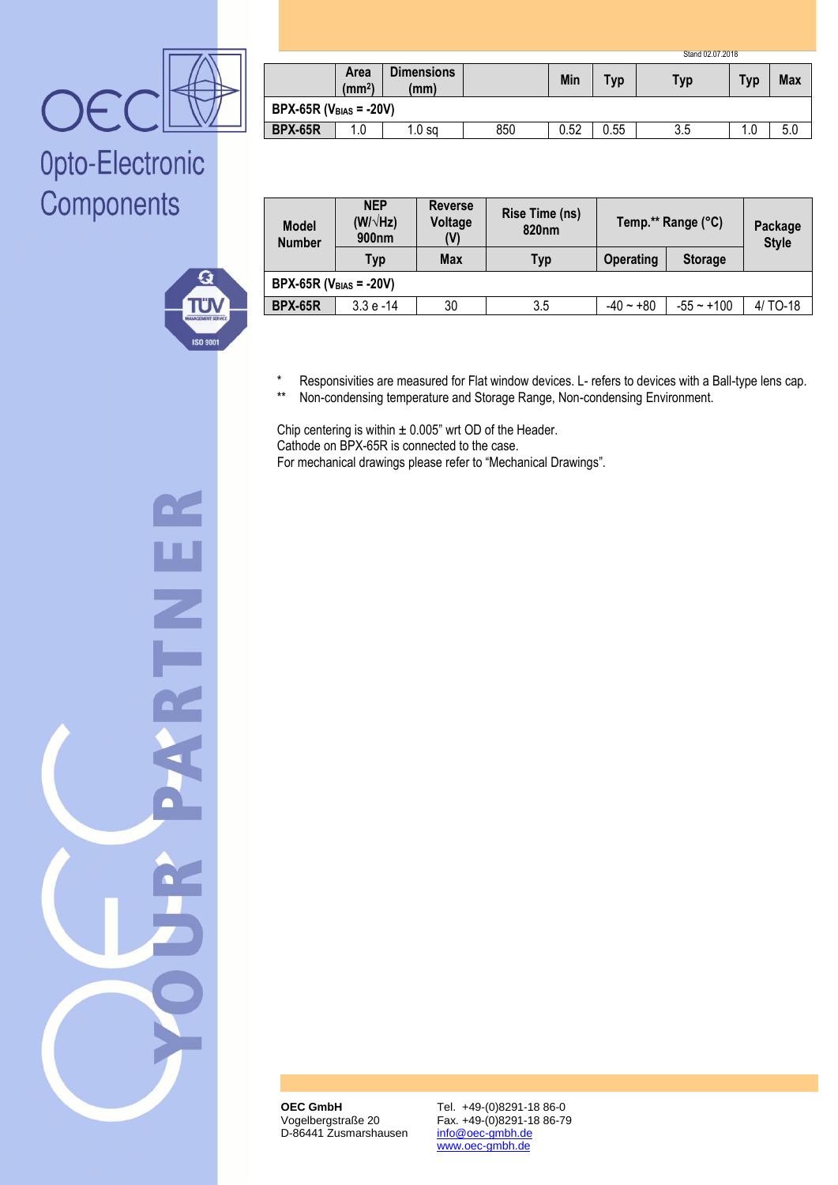| | Area (mm²) | Dimensions (mm) | | Min | Typ | Typ | Typ | Max |
|---|---|---|---|---|---|---|---|---|
| BPX-65R ($V_{BIAS}$ = -20V) | | | | | | | | |
| BPX-65R | 1.0 | 1.0 sq | 850 | 0.52 | 0.55 | 3.5 | 1.0 | 5.0 |

| Model Number | NEP (W/√Hz) 900nm | Reverse Voltage (V) | Rise Time (ns) 820nm | Temp.** Range (°C) | | Package Style |
|---|---|---|---|---|---|---|
| | Typ | Max | Typ | Operating | Storage | |
| BPX-65R ($V_{BIAS}$ = -20V) | | | | | | |
| BPX-65R | 3.3 e -14 | 30 | 3.5 | -40 ~ +80 | -55 ~ +100 | 4/ TO-18 |

\* Responsivities are measured for Flat window devices. L- refers to devices with a Ball-type lens cap.

** Non-condensing temperature and Storage Range, Non-condensing Environment.

Chip centering is within ± 0.005" wrt OD of the Header.
Cathode on BPX-65R is connected to the case.
For mechanical drawings please refer to "Mechanical Drawings".

**OEC GmbH**
Vogelbergstraße 20
D-86441 Zusmarshausen

Tel. +49-(0)8291-18 86-0
Fax. +49-(0)8291-18 86-79
info@oec-gmbh.de
www.oec-gmbh.de